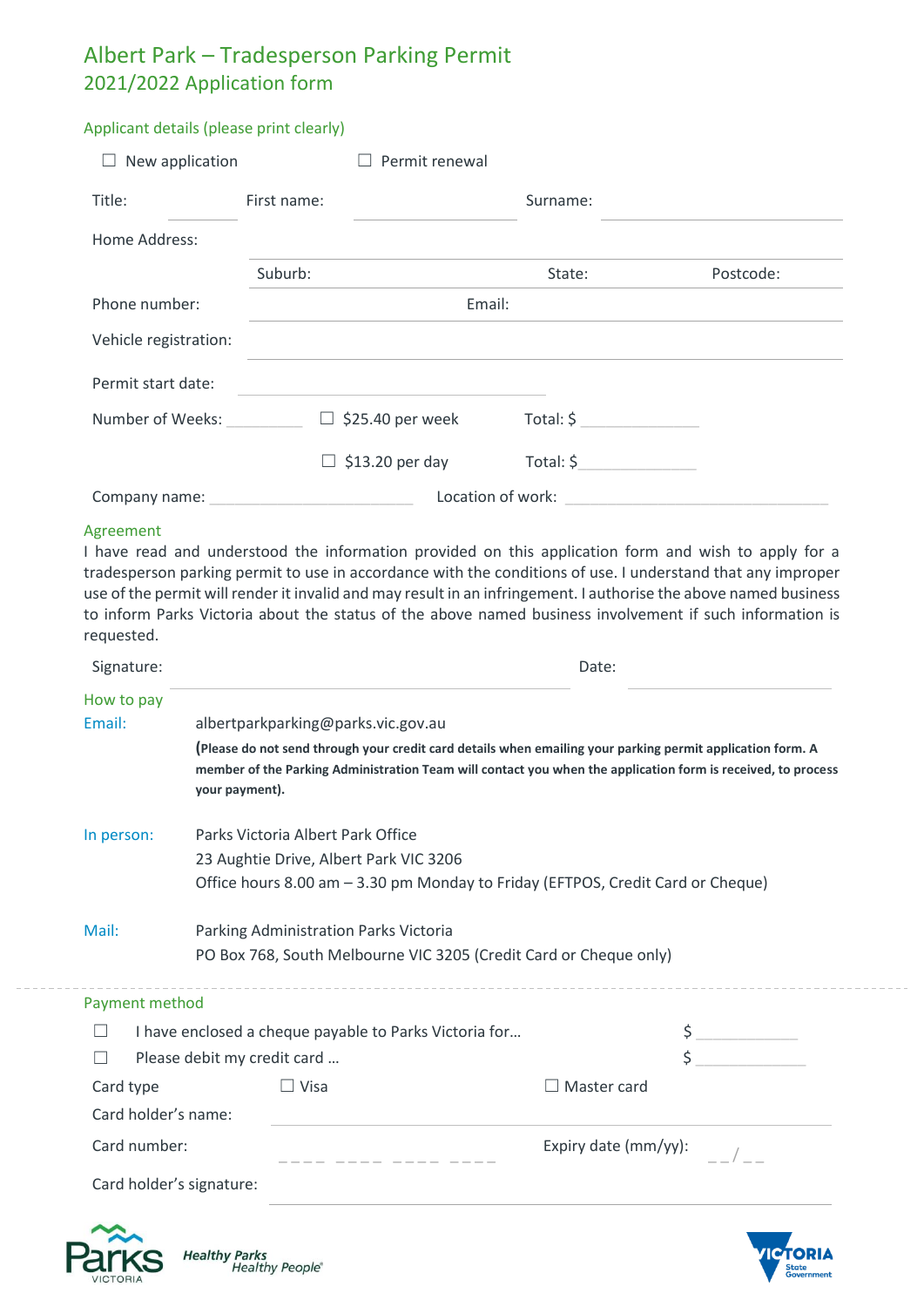# Albert Park – Tradesperson Parking Permit
## 2021/2022 Application form

### Applicant details (please print clearly)

☐ New application ☐ Permit renewal

Title: ______ First name: ______________ Surname: ______________

Home Address: ____________________________________________

Suburb: ______________ State: ______ Postcode: ______

Phone number: ______________ Email: ______________

Vehicle registration: ______________

Permit start date: ______________

Number of Weeks: ______ ☐ $25.40 per week Total: $ ______

☐ $13.20 per day Total: $ ______

Company name: ______________ Location of work: ______________

### Agreement

I have read and understood the information provided on this application form and wish to apply for a tradesperson parking permit to use in accordance with the conditions of use. I understand that any improper use of the permit will render it invalid and may result in an infringement. I authorise the above named business to inform Parks Victoria about the status of the above named business involvement if such information is requested.

Signature: ______________ Date: ______________

### How to pay

**Email:** albertparkparking@parks.vic.gov.au

**(Please do not send through your credit card details when emailing your parking permit application form. A member of the Parking Administration Team will contact you when the application form is received, to process your payment).**

**In person:** Parks Victoria Albert Park Office
23 Aughtie Drive, Albert Park VIC 3206
Office hours 8.00 am – 3.30 pm Monday to Friday (EFTPOS, Credit Card or Cheque)

**Mail:** Parking Administration Parks Victoria
PO Box 768, South Melbourne VIC 3205 (Credit Card or Cheque only)

---

### Payment method

☐ I have enclosed a cheque payable to Parks Victoria for… $ ______

☐ Please debit my credit card … $ ______

Card type ☐ Visa ☐ Master card

Card holder's name: ______________

Card number: _ _ _ _ _ _ _ _ _ _ _ _ _ _ _ _ Expiry date (mm/yy): _ _/_ _

Card holder's signature: ______________

Parks Victoria — Healthy Parks Healthy People®

Victoria State Government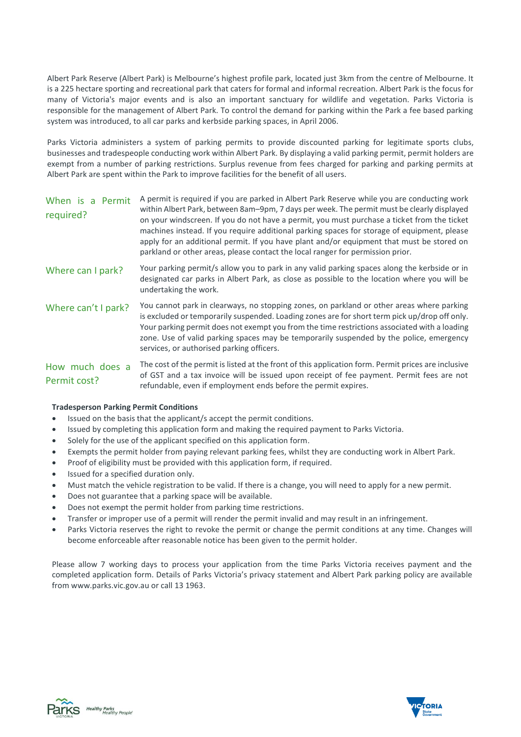Albert Park Reserve (Albert Park) is Melbourne's highest profile park, located just 3km from the centre of Melbourne. It is a 225 hectare sporting and recreational park that caters for formal and informal recreation. Albert Park is the focus for many of Victoria's major events and is also an important sanctuary for wildlife and vegetation. Parks Victoria is responsible for the management of Albert Park. To control the demand for parking within the Park a fee based parking system was introduced, to all car parks and kerbside parking spaces, in April 2006.

Parks Victoria administers a system of parking permits to provide discounted parking for legitimate sports clubs, businesses and tradespeople conducting work within Albert Park. By displaying a valid parking permit, permit holders are exempt from a number of parking restrictions. Surplus revenue from fees charged for parking and parking permits at Albert Park are spent within the Park to improve facilities for the benefit of all users.

## When is a Permit required?

A permit is required if you are parked in Albert Park Reserve while you are conducting work within Albert Park, between 8am–9pm, 7 days per week. The permit must be clearly displayed on your windscreen. If you do not have a permit, you must purchase a ticket from the ticket machines instead. If you require additional parking spaces for storage of equipment, please apply for an additional permit. If you have plant and/or equipment that must be stored on parkland or other areas, please contact the local ranger for permission prior.

## Where can I park?

Your parking permit/s allow you to park in any valid parking spaces along the kerbside or in designated car parks in Albert Park, as close as possible to the location where you will be undertaking the work.

## Where can't I park?

You cannot park in clearways, no stopping zones, on parkland or other areas where parking is excluded or temporarily suspended. Loading zones are for short term pick up/drop off only. Your parking permit does not exempt you from the time restrictions associated with a loading zone. Use of valid parking spaces may be temporarily suspended by the police, emergency services, or authorised parking officers.

## How much does a Permit cost?

The cost of the permit is listed at the front of this application form. Permit prices are inclusive of GST and a tax invoice will be issued upon receipt of fee payment. Permit fees are not refundable, even if employment ends before the permit expires.

**Tradesperson Parking Permit Conditions**

- Issued on the basis that the applicant/s accept the permit conditions.
- Issued by completing this application form and making the required payment to Parks Victoria.
- Solely for the use of the applicant specified on this application form.
- Exempts the permit holder from paying relevant parking fees, whilst they are conducting work in Albert Park.
- Proof of eligibility must be provided with this application form, if required.
- Issued for a specified duration only.
- Must match the vehicle registration to be valid. If there is a change, you will need to apply for a new permit.
- Does not guarantee that a parking space will be available.
- Does not exempt the permit holder from parking time restrictions.
- Transfer or improper use of a permit will render the permit invalid and may result in an infringement.
- Parks Victoria reserves the right to revoke the permit or change the permit conditions at any time. Changes will become enforceable after reasonable notice has been given to the permit holder.

Please allow 7 working days to process your application from the time Parks Victoria receives payment and the completed application form. Details of Parks Victoria's privacy statement and Albert Park parking policy are available from www.parks.vic.gov.au or call 13 1963.